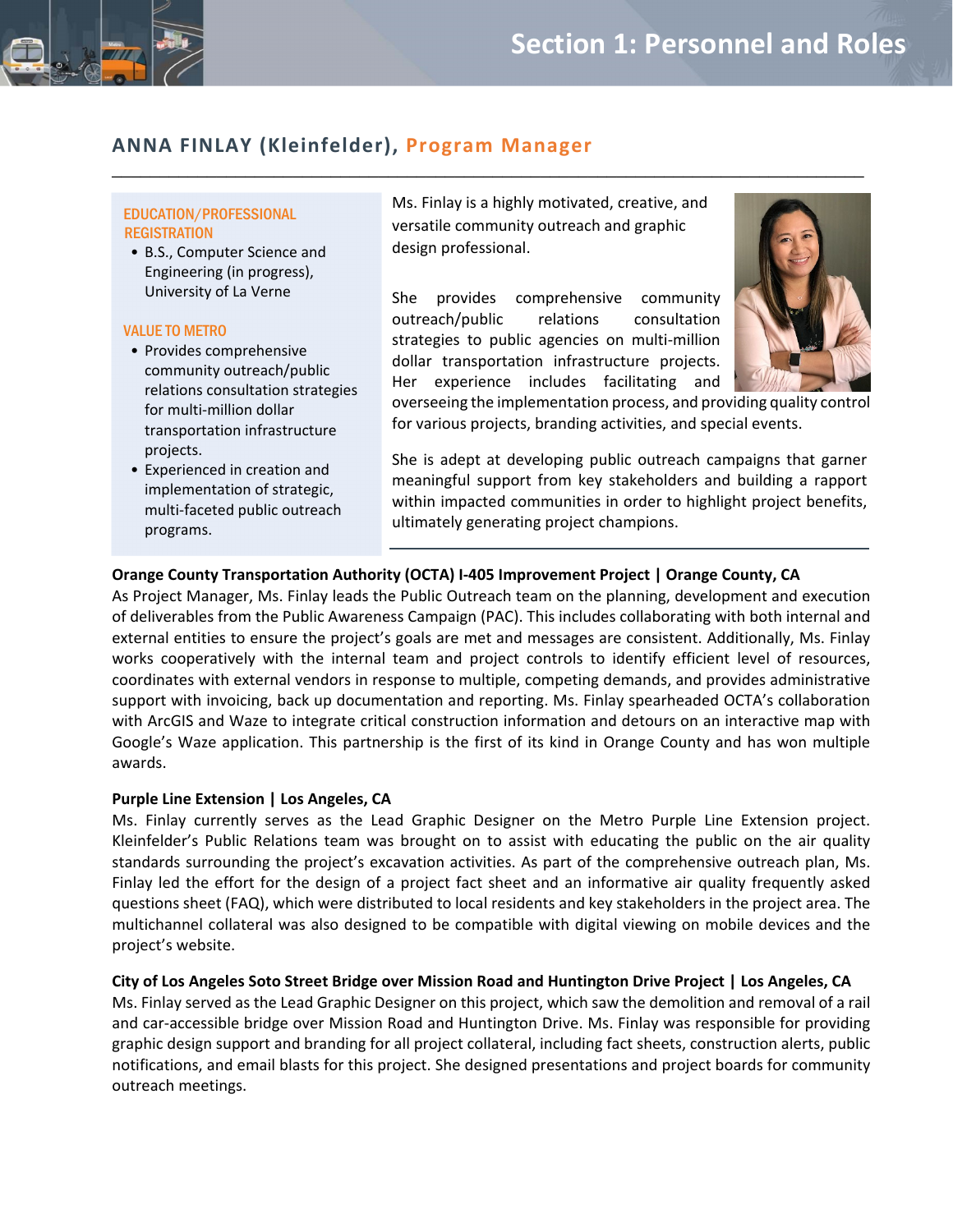# Section 1: Personnel and Roles

## ANNA FINLAY (Kleinfelder), Program Manager

### EDUCATION/PROFESSIONAL REGISTRATION

- B.S., Computer Science and Engineering (in progress), University of La Verne

### VALUE TO METRO

- Provides comprehensive community outreach/public relations consultation strategies for multi-million dollar transportation infrastructure projects.
- Experienced in creation and implementation of strategic, multi-faceted public outreach programs.

Ms. Finlay is a highly motivated, creative, and versatile community outreach and graphic design professional.

She provides comprehensive community outreach/public relations consultation strategies to public agencies on multi-million dollar transportation infrastructure projects. Her experience includes facilitating and overseeing the implementation process, and providing quality control for various projects, branding activities, and special events.

She is adept at developing public outreach campaigns that garner meaningful support from key stakeholders and building a rapport within impacted communities in order to highlight project benefits, ultimately generating project champions.

**Orange County Transportation Authority (OCTA) I-405 Improvement Project | Orange County, CA**

As Project Manager, Ms. Finlay leads the Public Outreach team on the planning, development and execution of deliverables from the Public Awareness Campaign (PAC). This includes collaborating with both internal and external entities to ensure the project's goals are met and messages are consistent. Additionally, Ms. Finlay works cooperatively with the internal team and project controls to identify efficient level of resources, coordinates with external vendors in response to multiple, competing demands, and provides administrative support with invoicing, back up documentation and reporting. Ms. Finlay spearheaded OCTA's collaboration with ArcGIS and Waze to integrate critical construction information and detours on an interactive map with Google's Waze application. This partnership is the first of its kind in Orange County and has won multiple awards.

**Purple Line Extension | Los Angeles, CA**

Ms. Finlay currently serves as the Lead Graphic Designer on the Metro Purple Line Extension project. Kleinfelder's Public Relations team was brought on to assist with educating the public on the air quality standards surrounding the project's excavation activities. As part of the comprehensive outreach plan, Ms. Finlay led the effort for the design of a project fact sheet and an informative air quality frequently asked questions sheet (FAQ), which were distributed to local residents and key stakeholders in the project area. The multichannel collateral was also designed to be compatible with digital viewing on mobile devices and the project's website.

**City of Los Angeles Soto Street Bridge over Mission Road and Huntington Drive Project | Los Angeles, CA**

Ms. Finlay served as the Lead Graphic Designer on this project, which saw the demolition and removal of a rail and car-accessible bridge over Mission Road and Huntington Drive. Ms. Finlay was responsible for providing graphic design support and branding for all project collateral, including fact sheets, construction alerts, public notifications, and email blasts for this project. She designed presentations and project boards for community outreach meetings.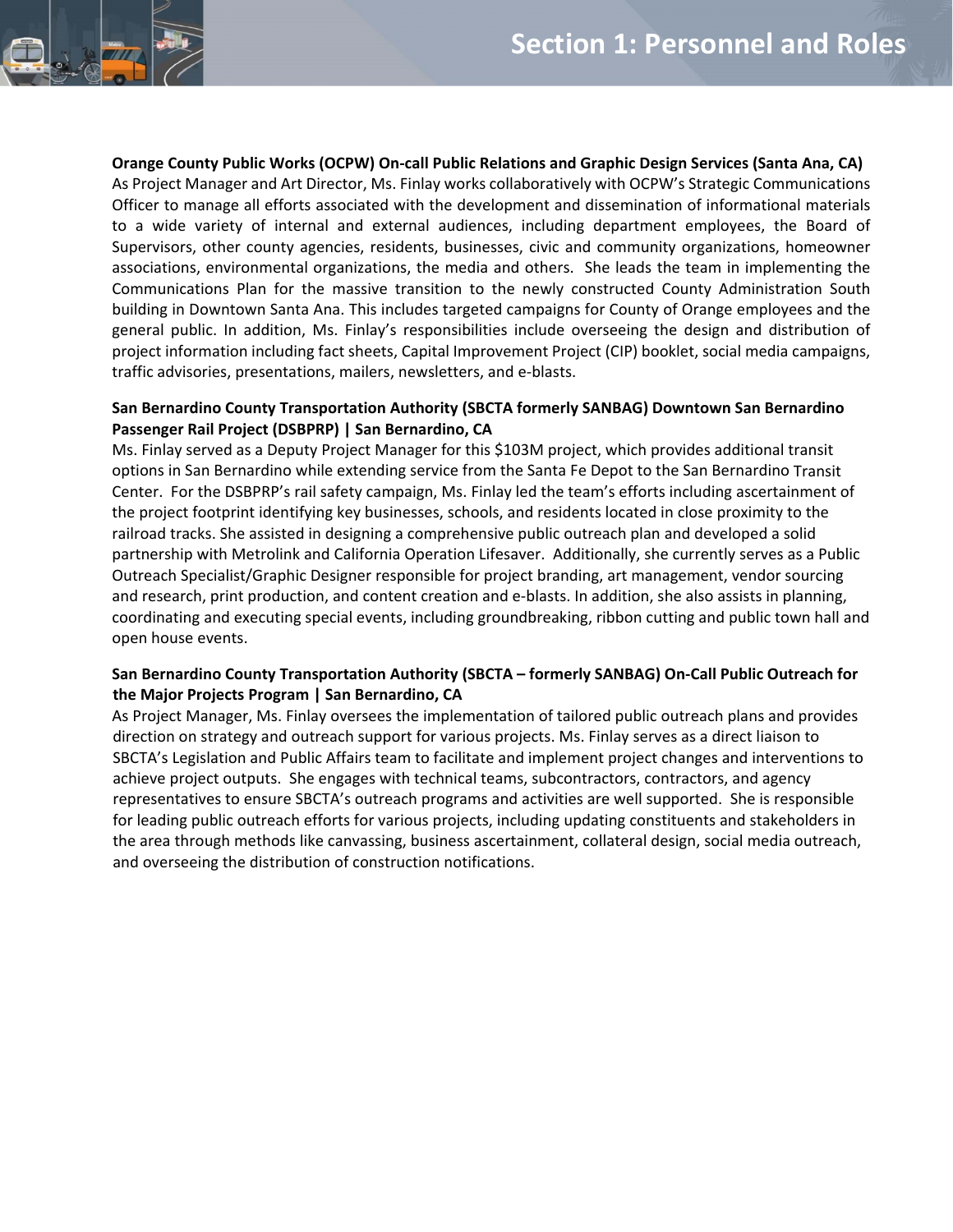**Orange County Public Works (OCPW) On-call Public Relations and Graphic Design Services (Santa Ana, CA)**
As Project Manager and Art Director, Ms. Finlay works collaboratively with OCPW's Strategic Communications Officer to manage all efforts associated with the development and dissemination of informational materials to a wide variety of internal and external audiences, including department employees, the Board of Supervisors, other county agencies, residents, businesses, civic and community organizations, homeowner associations, environmental organizations, the media and others. She leads the team in implementing the Communications Plan for the massive transition to the newly constructed County Administration South building in Downtown Santa Ana. This includes targeted campaigns for County of Orange employees and the general public. In addition, Ms. Finlay's responsibilities include overseeing the design and distribution of project information including fact sheets, Capital Improvement Project (CIP) booklet, social media campaigns, traffic advisories, presentations, mailers, newsletters, and e-blasts.

**San Bernardino County Transportation Authority (SBCTA formerly SANBAG) Downtown San Bernardino Passenger Rail Project (DSBPRP) | San Bernardino, CA**
Ms. Finlay served as a Deputy Project Manager for this $103M project, which provides additional transit options in San Bernardino while extending service from the Santa Fe Depot to the San Bernardino Transit Center. For the DSBPRP's rail safety campaign, Ms. Finlay led the team's efforts including ascertainment of the project footprint identifying key businesses, schools, and residents located in close proximity to the railroad tracks. She assisted in designing a comprehensive public outreach plan and developed a solid partnership with Metrolink and California Operation Lifesaver. Additionally, she currently serves as a Public Outreach Specialist/Graphic Designer responsible for project branding, art management, vendor sourcing and research, print production, and content creation and e-blasts. In addition, she also assists in planning, coordinating and executing special events, including groundbreaking, ribbon cutting and public town hall and open house events.

**San Bernardino County Transportation Authority (SBCTA – formerly SANBAG) On-Call Public Outreach for the Major Projects Program | San Bernardino, CA**
As Project Manager, Ms. Finlay oversees the implementation of tailored public outreach plans and provides direction on strategy and outreach support for various projects. Ms. Finlay serves as a direct liaison to SBCTA's Legislation and Public Affairs team to facilitate and implement project changes and interventions to achieve project outputs. She engages with technical teams, subcontractors, contractors, and agency representatives to ensure SBCTA's outreach programs and activities are well supported. She is responsible for leading public outreach efforts for various projects, including updating constituents and stakeholders in the area through methods like canvassing, business ascertainment, collateral design, social media outreach, and overseeing the distribution of construction notifications.